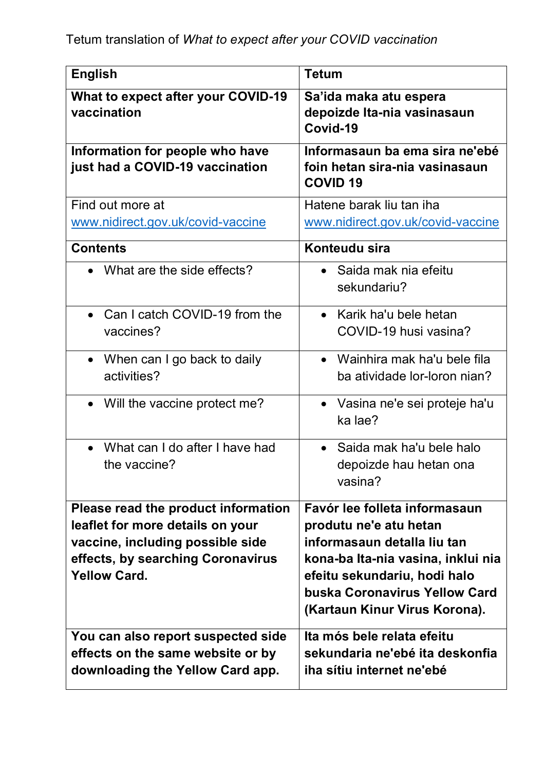Tetum translation of *What to expect after your COVID vaccination*

| English | Tetum |
|---|---|
| **What to expect after your COVID-19 vaccination** | **Sa'ida maka atu espera depoizde Ita-nia vasinasaun Covid-19** |
| **Information for people who have just had a COVID-19 vaccination** | **Informasaun ba ema sira ne'ebé foin hetan sira-nia vasinasaun COVID 19** |
| Find out more at www.nidirect.gov.uk/covid-vaccine | Hatene barak liu tan iha www.nidirect.gov.uk/covid-vaccine |
| **Contents** | **Konteudu sira** |
| • What are the side effects? | • Saida mak nia efeitu sekundariu? |
| • Can I catch COVID-19 from the vaccines? | • Karik ha'u bele hetan COVID-19 husi vasina? |
| • When can I go back to daily activities? | • Wainhira mak ha'u bele fila ba atividade lor-loron nian? |
| • Will the vaccine protect me? | • Vasina ne'e sei proteje ha'u ka lae? |
| • What can I do after I have had the vaccine? | • Saida mak ha'u bele halo depoizde hau hetan ona vasina? |
| **Please read the product information leaflet for more details on your vaccine, including possible side effects, by searching Coronavirus Yellow Card.** | **Favór lee folleta informasaun produtu ne'e atu hetan informasaun detalla liu tan kona-ba Ita-nia vasina, inklui nia efeitu sekundariu, hodi halo buska Coronavirus Yellow Card (Kartaun Kinur Virus Korona).** |
| **You can also report suspected side effects on the same website or by downloading the Yellow Card app.** | **Ita mós bele relata efeitu sekundaria ne'ebé ita deskonfia iha sítiu internet ne'ebé** |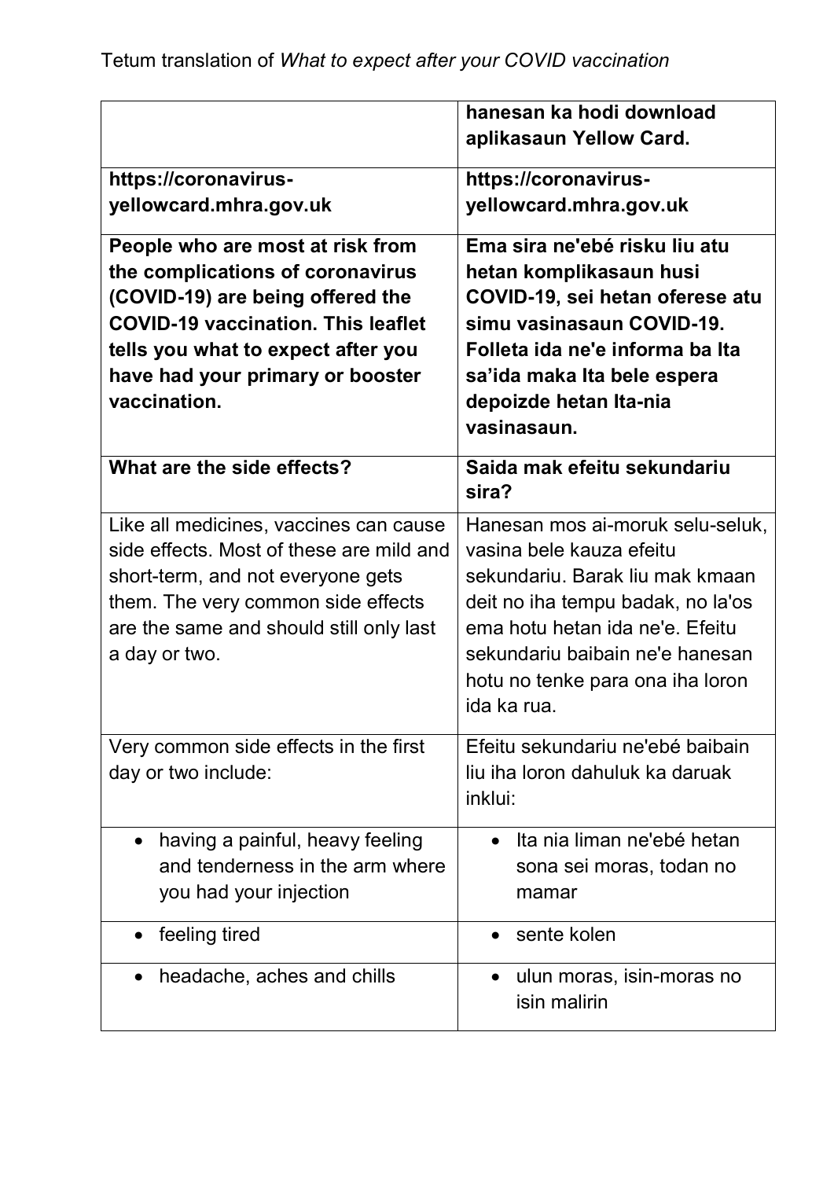| | **hanesan ka hodi download aplikasaun Yellow Card.** |
|---|---|
| **https://coronavirus-yellowcard.mhra.gov.uk** | **https://coronavirus-yellowcard.mhra.gov.uk** |
| **People who are most at risk from the complications of coronavirus (COVID-19) are being offered the COVID-19 vaccination. This leaflet tells you what to expect after you have had your primary or booster vaccination.** | **Ema sira ne'ebé risku liu atu hetan komplikasaun husi COVID-19, sei hetan oferese atu simu vasinasaun COVID-19. Folleta ida ne'e informa ba Ita sa'ida maka Ita bele espera depoizde hetan Ita-nia vasinasaun.** |
| **What are the side effects?** | **Saida mak efeitu sekundariu sira?** |
| Like all medicines, vaccines can cause side effects. Most of these are mild and short-term, and not everyone gets them. The very common side effects are the same and should still only last a day or two. | Hanesan mos ai-moruk selu-seluk, vasina bele kauza efeitu sekundariu. Barak liu mak kmaan deit no iha tempu badak, no la'os ema hotu hetan ida ne'e. Efeitu sekundariu baibain ne'e hanesan hotu no tenke para ona iha loron ida ka rua. |
| Very common side effects in the first day or two include: | Efeitu sekundariu ne'ebé baibain liu iha loron dahuluk ka daruak inklui: |
| • having a painful, heavy feeling and tenderness in the arm where you had your injection | • Ita nia liman ne'ebé hetan sona sei moras, todan no mamar |
| • feeling tired | • sente kolen |
| • headache, aches and chills | • ulun moras, isin-moras no isin malirin |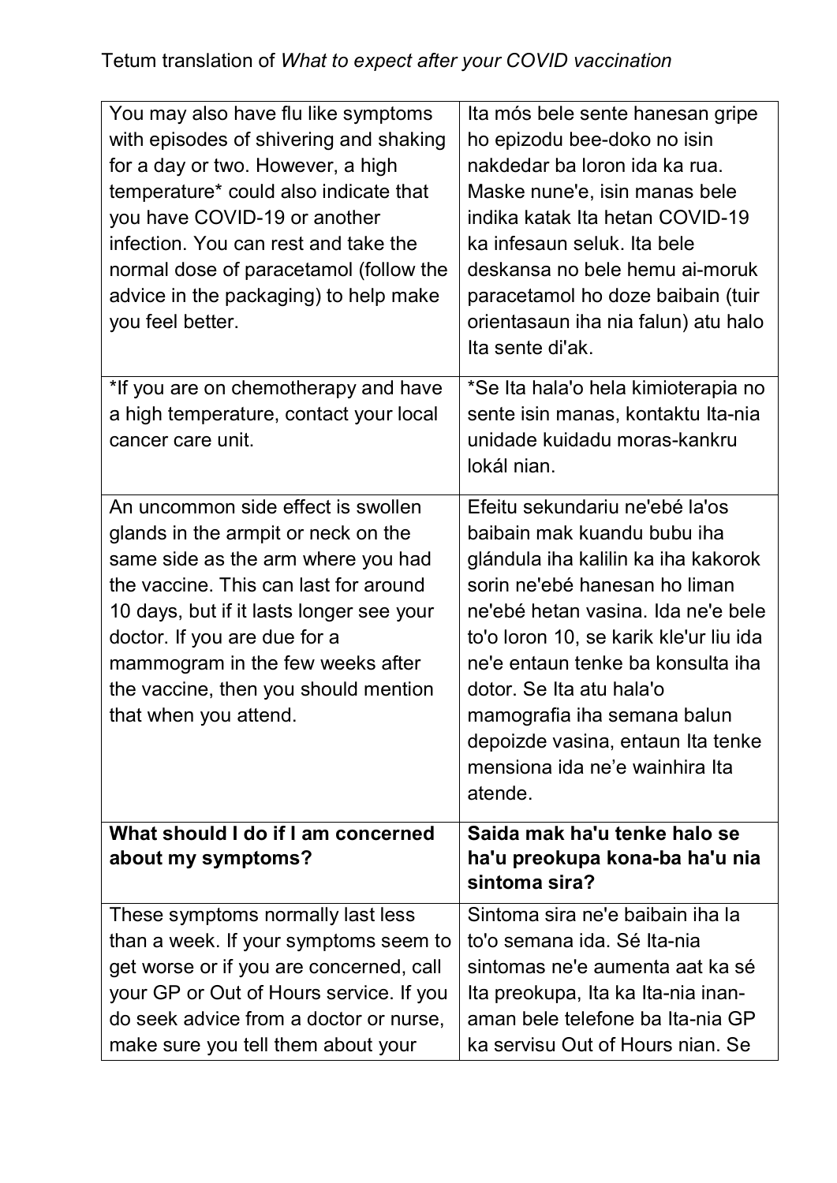Tetum translation of *What to expect after your COVID vaccination*

| | |
|---|---|
| You may also have flu like symptoms with episodes of shivering and shaking for a day or two. However, a high temperature* could also indicate that you have COVID-19 or another infection. You can rest and take the normal dose of paracetamol (follow the advice in the packaging) to help make you feel better. | Ita mós bele sente hanesan gripe ho epizodu bee-doko no isin nakdedar ba loron ida ka rua. Maske nune'e, isin manas bele indika katak Ita hetan COVID-19 ka infesaun seluk. Ita bele deskansa no bele hemu ai-moruk paracetamol ho doze baibain (tuir orientasaun iha nia falun) atu halo Ita sente di'ak. |
| *If you are on chemotherapy and have a high temperature, contact your local cancer care unit. | *Se Ita hala'o hela kimioterapia no sente isin manas, kontaktu Ita-nia unidade kuidadu moras-kankru lokál nian. |
| An uncommon side effect is swollen glands in the armpit or neck on the same side as the arm where you had the vaccine. This can last for around 10 days, but if it lasts longer see your doctor. If you are due for a mammogram in the few weeks after the vaccine, then you should mention that when you attend. | Efeitu sekundariu ne'ebé la'os baibain mak kuandu bubu iha glándula iha kalilin ka iha kakorok sorin ne'ebé hanesan ho liman ne'ebé hetan vasina. Ida ne'e bele to'o loron 10, se karik kle'ur liu ida ne'e entaun tenke ba konsulta iha dotor. Se Ita atu hala'o mamografia iha semana balun depoizde vasina, entaun Ita tenke mensiona ida ne'e wainhira Ita atende. |
| **What should I do if I am concerned about my symptoms?** | **Saida mak ha'u tenke halo se ha'u preokupa kona-ba ha'u nia sintoma sira?** |
| These symptoms normally last less than a week. If your symptoms seem to get worse or if you are concerned, call your GP or Out of Hours service. If you do seek advice from a doctor or nurse, make sure you tell them about your | Sintoma sira ne'e baibain iha la to'o semana ida. Sé Ita-nia sintomas ne'e aumenta aat ka sé Ita preokupa, Ita ka Ita-nia inan-aman bele telefone ba Ita-nia GP ka servisu Out of Hours nian. Se |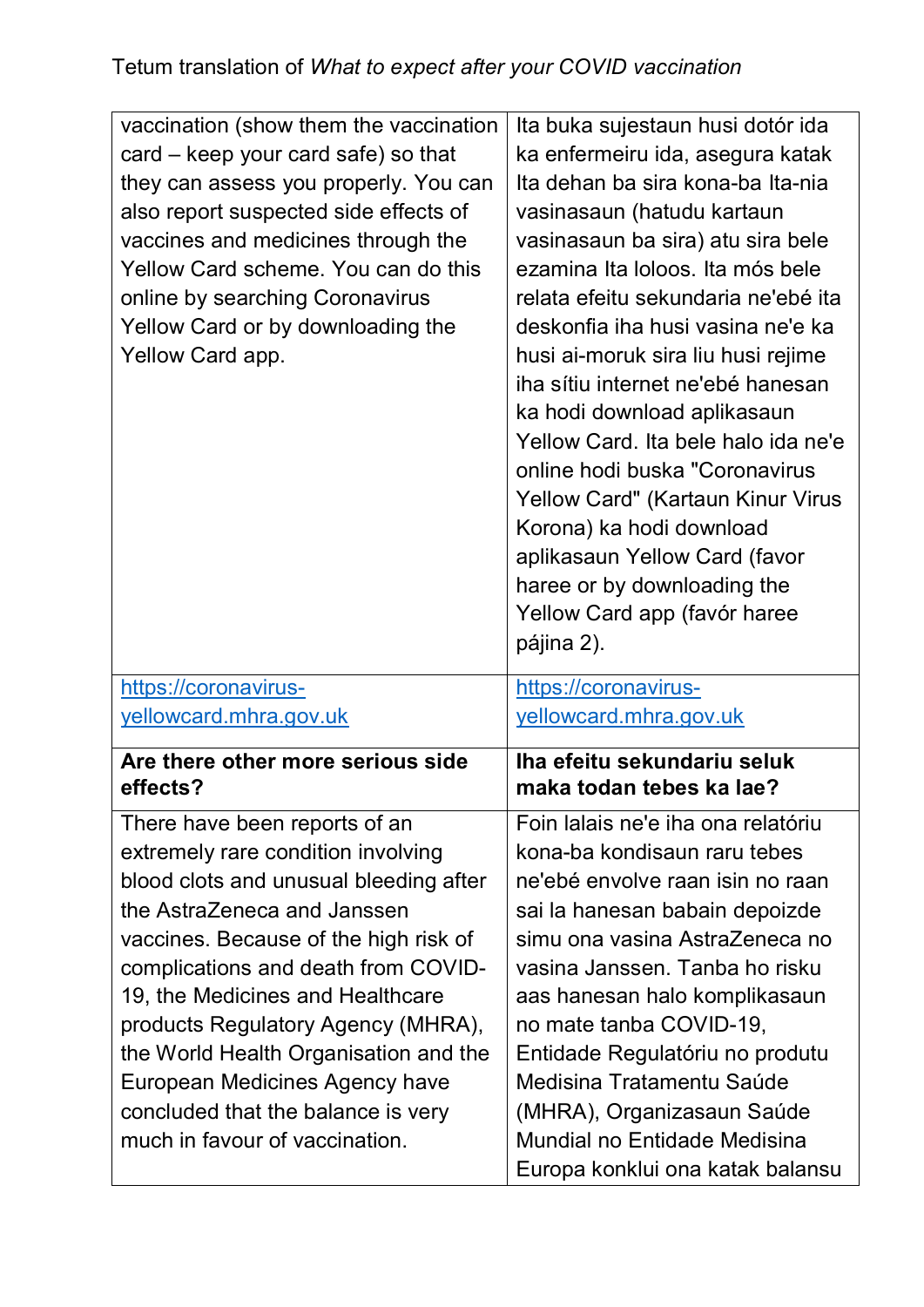Tetum translation of *What to expect after your COVID vaccination*

| vaccination (show them the vaccination card – keep your card safe) so that they can assess you properly. You can also report suspected side effects of vaccines and medicines through the Yellow Card scheme. You can do this online by searching Coronavirus Yellow Card or by downloading the Yellow Card app. | Ita buka sujestaun husi dotór ida ka enfermeiru ida, asegura katak Ita dehan ba sira kona-ba Ita-nia vasinasaun (hatudu kartaun vasinasaun ba sira) atu sira bele ezamina Ita loloos. Ita mós bele relata efeitu sekundaria ne'ebé ita deskonfia iha husi vasina ne'e ka husi ai-moruk sira liu husi rejime iha sítiu internet ne'ebé hanesan ka hodi download aplikasaun Yellow Card. Ita bele halo ida ne'e online hodi buska "Coronavirus Yellow Card" (Kartaun Kinur Virus Korona) ka hodi download aplikasaun Yellow Card (favor haree or by downloading the Yellow Card app (favór haree pájina 2). |
|---|---|
| https://coronavirus-yellowcard.mhra.gov.uk | https://coronavirus-yellowcard.mhra.gov.uk |
| **Are there other more serious side effects?** | **Iha efeitu sekundariu seluk maka todan tebes ka lae?** |
| There have been reports of an extremely rare condition involving blood clots and unusual bleeding after the AstraZeneca and Janssen vaccines. Because of the high risk of complications and death from COVID-19, the Medicines and Healthcare products Regulatory Agency (MHRA), the World Health Organisation and the European Medicines Agency have concluded that the balance is very much in favour of vaccination. | Foin lalais ne'e iha ona relatóriu kona-ba kondisaun raru tebes ne'ebé envolve raan isin no raan sai la hanesan babain depoizde simu ona vasina AstraZeneca no vasina Janssen. Tanba ho risku aas hanesan halo komplikasaun no mate tanba COVID-19, Entidade Regulatóriu no produtu Medisina Tratamentu Saúde (MHRA), Organizasaun Saúde Mundial no Entidade Medisina Europa konklui ona katak balansu |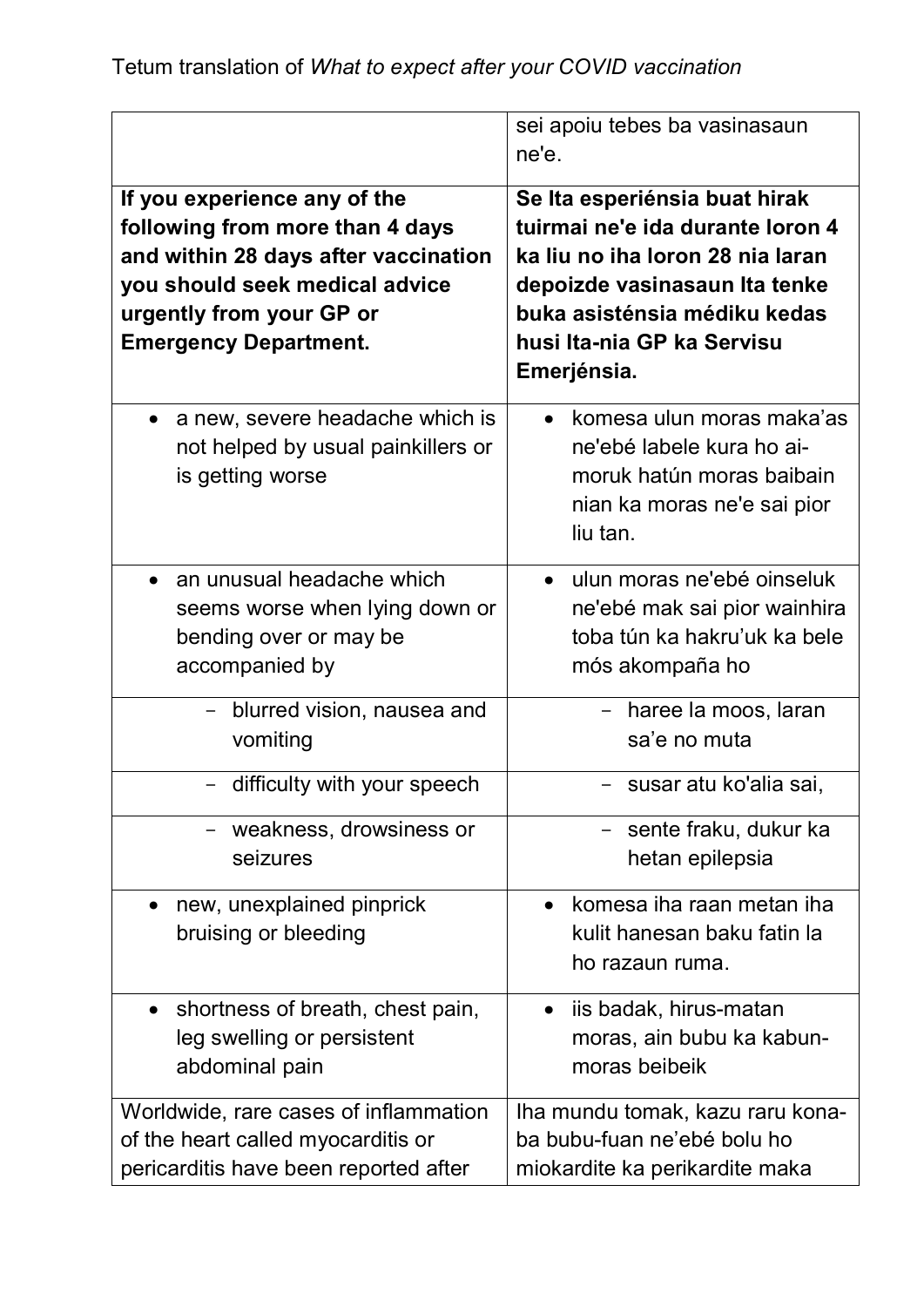| | |
|---|---|
| | sei apoiu tebes ba vasinasaun ne'e. |
| **If you experience any of the following from more than 4 days and within 28 days after vaccination you should seek medical advice urgently from your GP or Emergency Department.** | **Se Ita esperiénsia buat hirak tuirmai ne'e ida durante loron 4 ka liu no iha loron 28 nia laran depoizde vasinasaun Ita tenke buka asisténsia médiku kedas husi Ita-nia GP ka Servisu Emerjénsia.** |
| • a new, severe headache which is not helped by usual painkillers or is getting worse | • komesa ulun moras maka'as ne'ebé labele kura ho ai-moruk hatún moras baibain nian ka moras ne'e sai pior liu tan. |
| • an unusual headache which seems worse when lying down or bending over or may be accompanied by | • ulun moras ne'ebé oinseluk ne'ebé mak sai pior wainhira toba tún ka hakru'uk ka bele mós akompaña ho |
| - blurred vision, nausea and vomiting | - haree la moos, laran sa'e no muta |
| - difficulty with your speech | - susar atu ko'alia sai, |
| - weakness, drowsiness or seizures | - sente fraku, dukur ka hetan epilepsia |
| • new, unexplained pinprick bruising or bleeding | • komesa iha raan metan iha kulit hanesan baku fatin la ho razaun ruma. |
| • shortness of breath, chest pain, leg swelling or persistent abdominal pain | • iis badak, hirus-matan moras, ain bubu ka kabun-moras beibeik |
| Worldwide, rare cases of inflammation of the heart called myocarditis or pericarditis have been reported after | Iha mundu tomak, kazu raru kona-ba bubu-fuan ne'ebé bolu ho miokardite ka perikardite maka |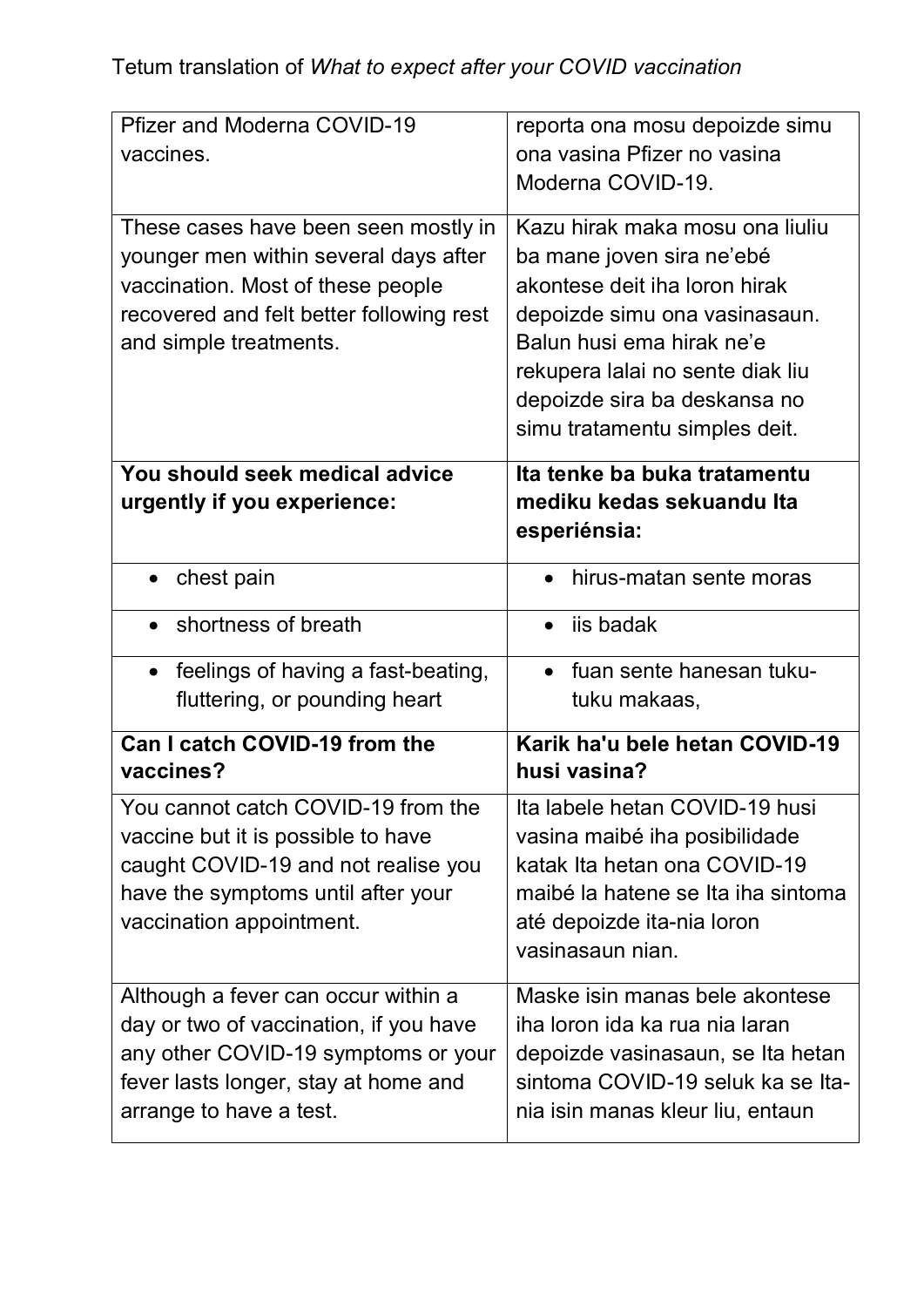Tetum translation of *What to expect after your COVID vaccination*

| | |
|---|---|
| Pfizer and Moderna COVID-19 vaccines. | reporta ona mosu depoizde simu ona vasina Pfizer no vasina Moderna COVID-19. |
| These cases have been seen mostly in younger men within several days after vaccination. Most of these people recovered and felt better following rest and simple treatments. | Kazu hirak maka mosu ona liuliu ba mane joven sira ne'ebé akontese deit iha loron hirak depoizde simu ona vasinasaun. Balun husi ema hirak ne'e rekupera lalai no sente diak liu depoizde sira ba deskansa no simu tratamentu simples deit. |
| **You should seek medical advice urgently if you experience:** | **Ita tenke ba buka tratamentu mediku kedas sekuandu Ita esperiénsia:** |
| • chest pain | • hirus-matan sente moras |
| • shortness of breath | • iis badak |
| • feelings of having a fast-beating, fluttering, or pounding heart | • fuan sente hanesan tuku-tuku makaas, |
| **Can I catch COVID-19 from the vaccines?** | **Karik ha'u bele hetan COVID-19 husi vasina?** |
| You cannot catch COVID-19 from the vaccine but it is possible to have caught COVID-19 and not realise you have the symptoms until after your vaccination appointment. | Ita labele hetan COVID-19 husi vasina maibé iha posibilidade katak Ita hetan ona COVID-19 maibé la hatene se Ita iha sintoma até depoizde ita-nia loron vasinasaun nian. |
| Although a fever can occur within a day or two of vaccination, if you have any other COVID-19 symptoms or your fever lasts longer, stay at home and arrange to have a test. | Maske isin manas bele akontese iha loron ida ka rua nia laran depoizde vasinasaun, se Ita hetan sintoma COVID-19 seluk ka se Ita-nia isin manas kleur liu, entaun |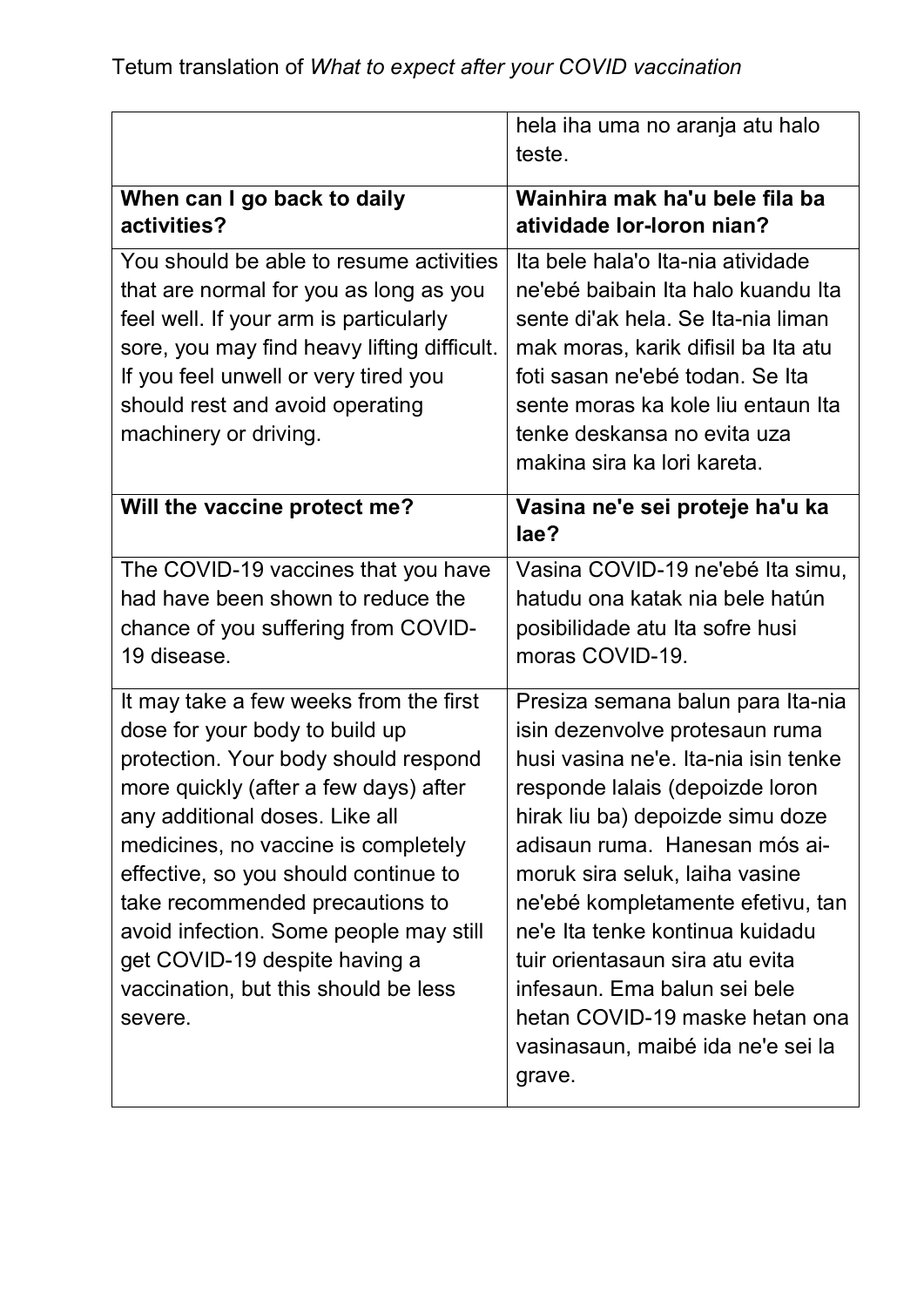| | |
|---|---|
| | hela iha uma no aranja atu halo teste. |
| **When can I go back to daily activities?** | **Wainhira mak ha'u bele fila ba atividade lor-loron nian?** |
| You should be able to resume activities that are normal for you as long as you feel well. If your arm is particularly sore, you may find heavy lifting difficult. If you feel unwell or very tired you should rest and avoid operating machinery or driving. | Ita bele hala'o Ita-nia atividade ne'ebé baibain Ita halo kuandu Ita sente di'ak hela. Se Ita-nia liman mak moras, karik difisil ba Ita atu foti sasan ne'ebé todan. Se Ita sente moras ka kole liu entaun Ita tenke deskansa no evita uza makina sira ka lori kareta. |
| **Will the vaccine protect me?** | **Vasina ne'e sei proteje ha'u ka lae?** |
| The COVID-19 vaccines that you have had have been shown to reduce the chance of you suffering from COVID-19 disease. | Vasina COVID-19 ne'ebé Ita simu, hatudu ona katak nia bele hatún posibilidade atu Ita sofre husi moras COVID-19. |
| It may take a few weeks from the first dose for your body to build up protection. Your body should respond more quickly (after a few days) after any additional doses. Like all medicines, no vaccine is completely effective, so you should continue to take recommended precautions to avoid infection. Some people may still get COVID-19 despite having a vaccination, but this should be less severe. | Presiza semana balun para Ita-nia isin dezenvolve protesaun ruma husi vasina ne'e. Ita-nia isin tenke responde lalais (depoizde loron hirak liu ba) depoizde simu doze adisaun ruma.  Hanesan mós ai-moruk sira seluk, laiha vasine ne'ebé kompletamente efetivu, tan ne'e Ita tenke kontinua kuidadu tuir orientasaun sira atu evita infesaun. Ema balun sei bele hetan COVID-19 maske hetan ona vasinasaun, maibé ida ne'e sei la grave. |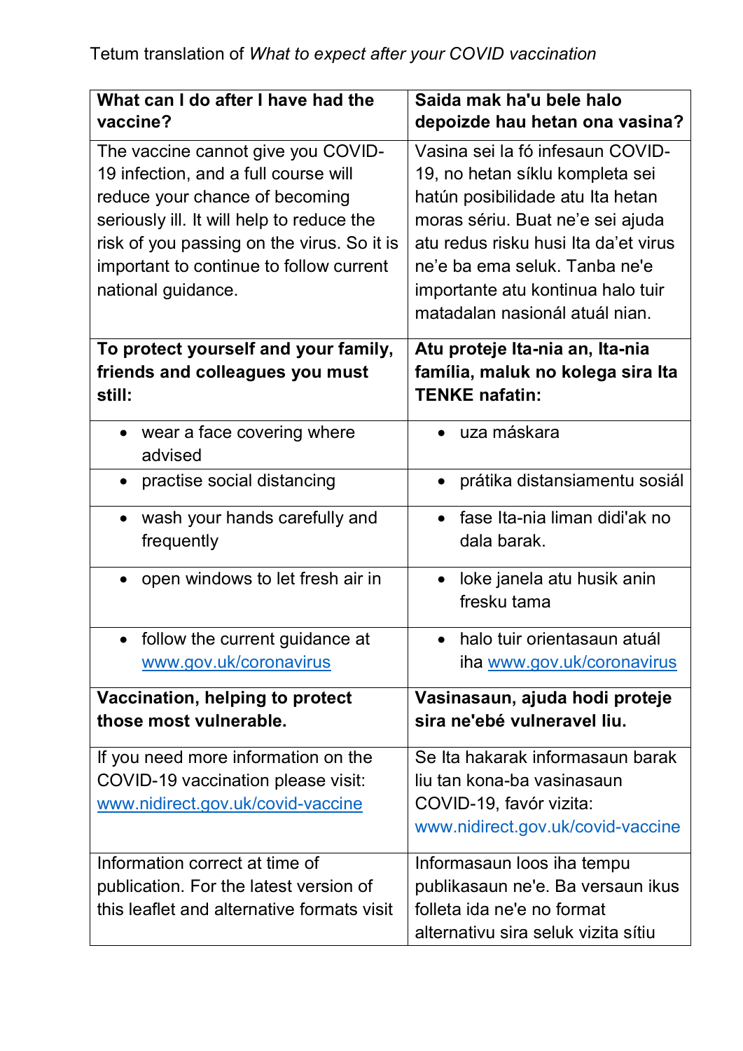Tetum translation of *What to expect after your COVID vaccination*

| **What can I do after I have had the vaccine?** | **Saida mak ha'u bele halo depoizde hau hetan ona vasina?** |
| --- | --- |
| The vaccine cannot give you COVID-19 infection, and a full course will reduce your chance of becoming seriously ill. It will help to reduce the risk of you passing on the virus. So it is important to continue to follow current national guidance. | Vasina sei la fó infesaun COVID-19, no hetan síklu kompleta sei hatún posibilidade atu Ita hetan moras sériu. Buat ne'e sei ajuda atu redus risku husi Ita da'et virus ne'e ba ema seluk. Tanba ne'e importante atu kontinua halo tuir matadalan nasionál atuál nian. |
| **To protect yourself and your family, friends and colleagues you must still:** | **Atu proteje Ita-nia an, Ita-nia família, maluk no kolega sira Ita TENKE nafatin:** |
| • wear a face covering where advised | • uza máskara |
| • practise social distancing | • prátika distansiamentu sosiál |
| • wash your hands carefully and frequently | • fase Ita-nia liman didi'ak no dala barak. |
| • open windows to let fresh air in | • loke janela atu husik anin fresku tama |
| • follow the current guidance at www.gov.uk/coronavirus | • halo tuir orientasaun atuál iha www.gov.uk/coronavirus |
| **Vaccination, helping to protect those most vulnerable.** | **Vasinasaun, ajuda hodi proteje sira ne'ebé vulneravel liu.** |
| If you need more information on the COVID-19 vaccination please visit: www.nidirect.gov.uk/covid-vaccine | Se Ita hakarak informasaun barak liu tan kona-ba vasinasaun COVID-19, favór vizita: www.nidirect.gov.uk/covid-vaccine |
| Information correct at time of publication. For the latest version of this leaflet and alternative formats visit | Informasaun loos iha tempu publikasaun ne'e. Ba versaun ikus folleta ida ne'e no format alternativu sira seluk vizita sítiu |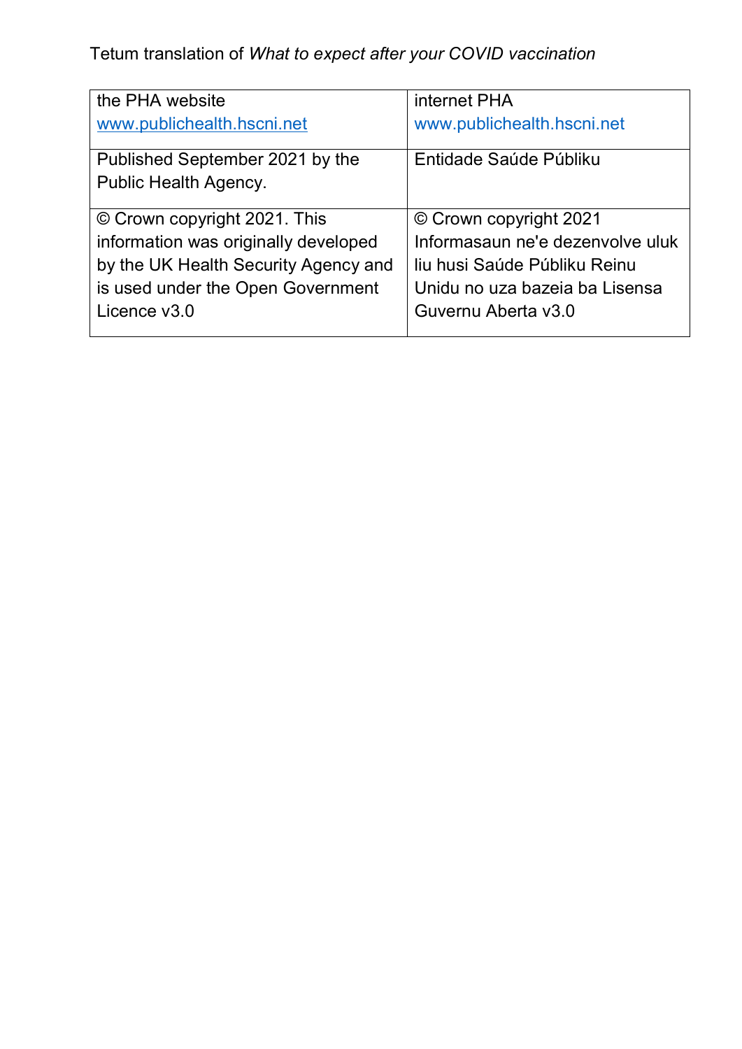Tetum translation of *What to expect after your COVID vaccination*

| | |
|---|---|
| the PHA website www.publichealth.hscni.net | internet PHA www.publichealth.hscni.net |
| Published September 2021 by the Public Health Agency. | Entidade Saúde Públiku |
| © Crown copyright 2021. This information was originally developed by the UK Health Security Agency and is used under the Open Government Licence v3.0 | © Crown copyright 2021 Informasaun ne'e dezenvolve uluk liu husi Saúde Públiku Reinu Unidu no uza bazeia ba Lisensa Guvernu Aberta v3.0 |